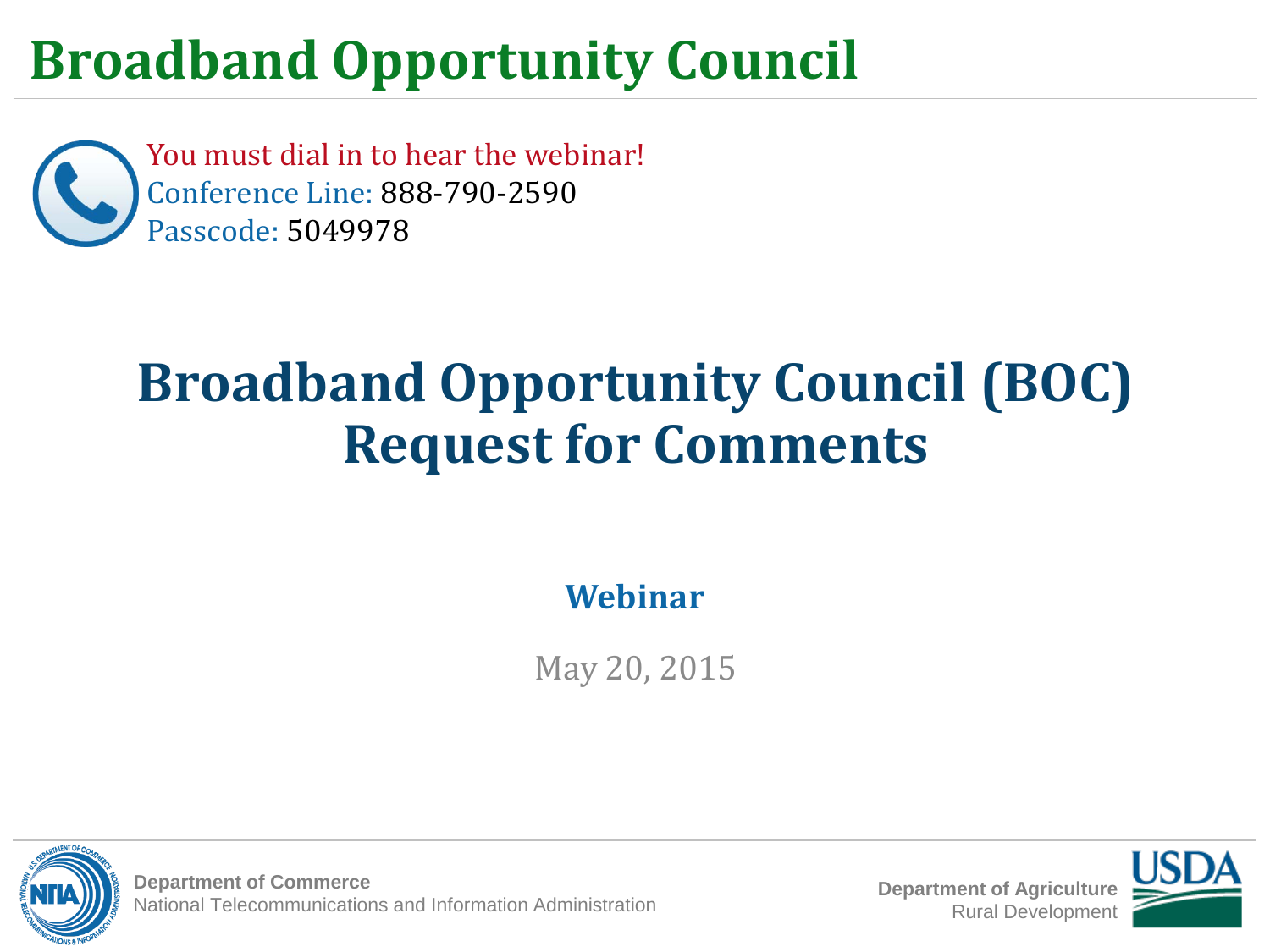# Broadband Opportunity Council

You must dial in to hear the webinar!
Conference Line: 888-790-2590
Passcode: 5049978

## Broadband Opportunity Council (BOC) Request for Comments

**Webinar**

May 20, 2015

**Department of Commerce**
National Telecommunications and Information Administration

**Department of Agriculture**
Rural Development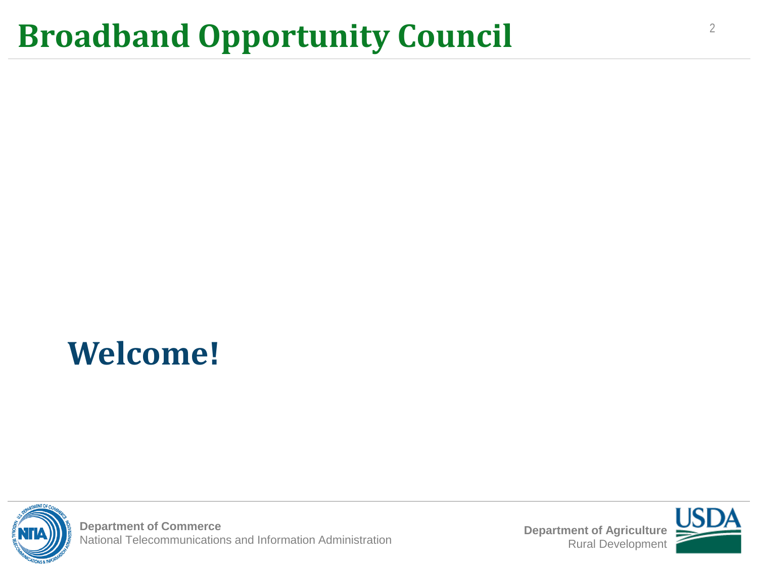# Broadband Opportunity Council

## Welcome!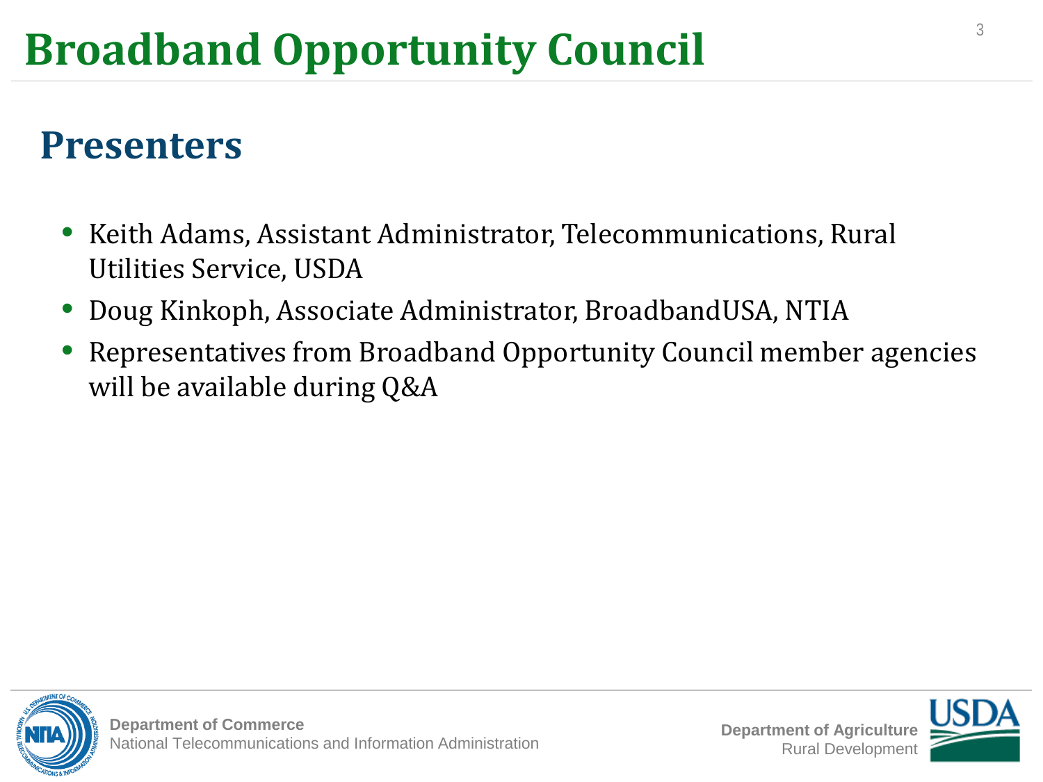# Broadband Opportunity Council

## Presenters

- Keith Adams, Assistant Administrator, Telecommunications, Rural Utilities Service, USDA
- Doug Kinkoph, Associate Administrator, BroadbandUSA, NTIA
- Representatives from Broadband Opportunity Council member agencies will be available during Q&A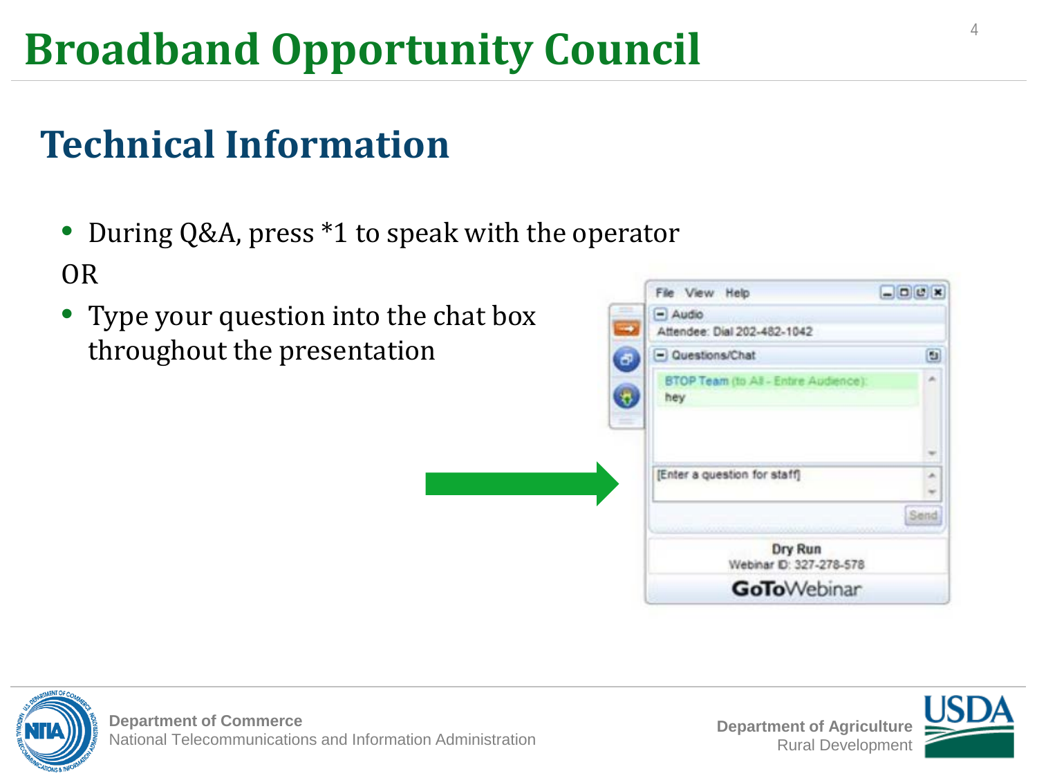# Broadband Opportunity Council

## Technical Information

- During Q&A, press *1 to speak with the operator

OR

- Type your question into the chat box throughout the presentation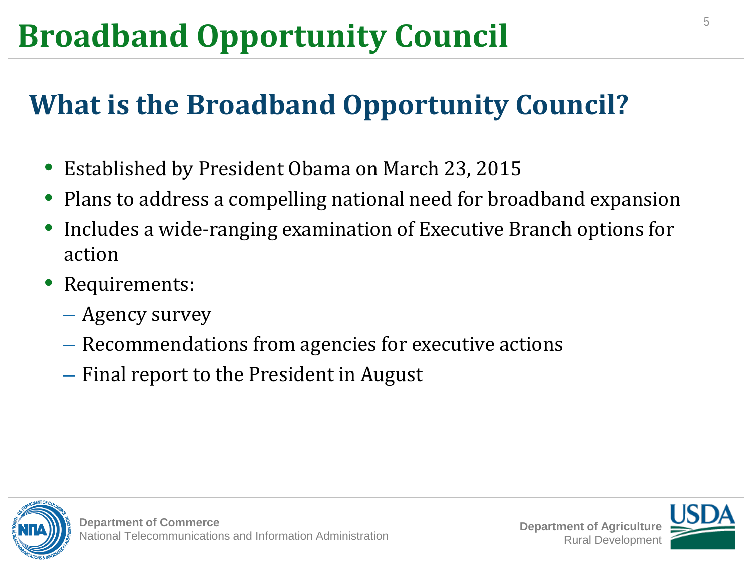# Broadband Opportunity Council

## What is the Broadband Opportunity Council?

- Established by President Obama on March 23, 2015
- Plans to address a compelling national need for broadband expansion
- Includes a wide-ranging examination of Executive Branch options for action
- Requirements:
  - Agency survey
  - Recommendations from agencies for executive actions
  - Final report to the President in August

**Department of Commerce**
National Telecommunications and Information Administration

**Department of Agriculture**
Rural Development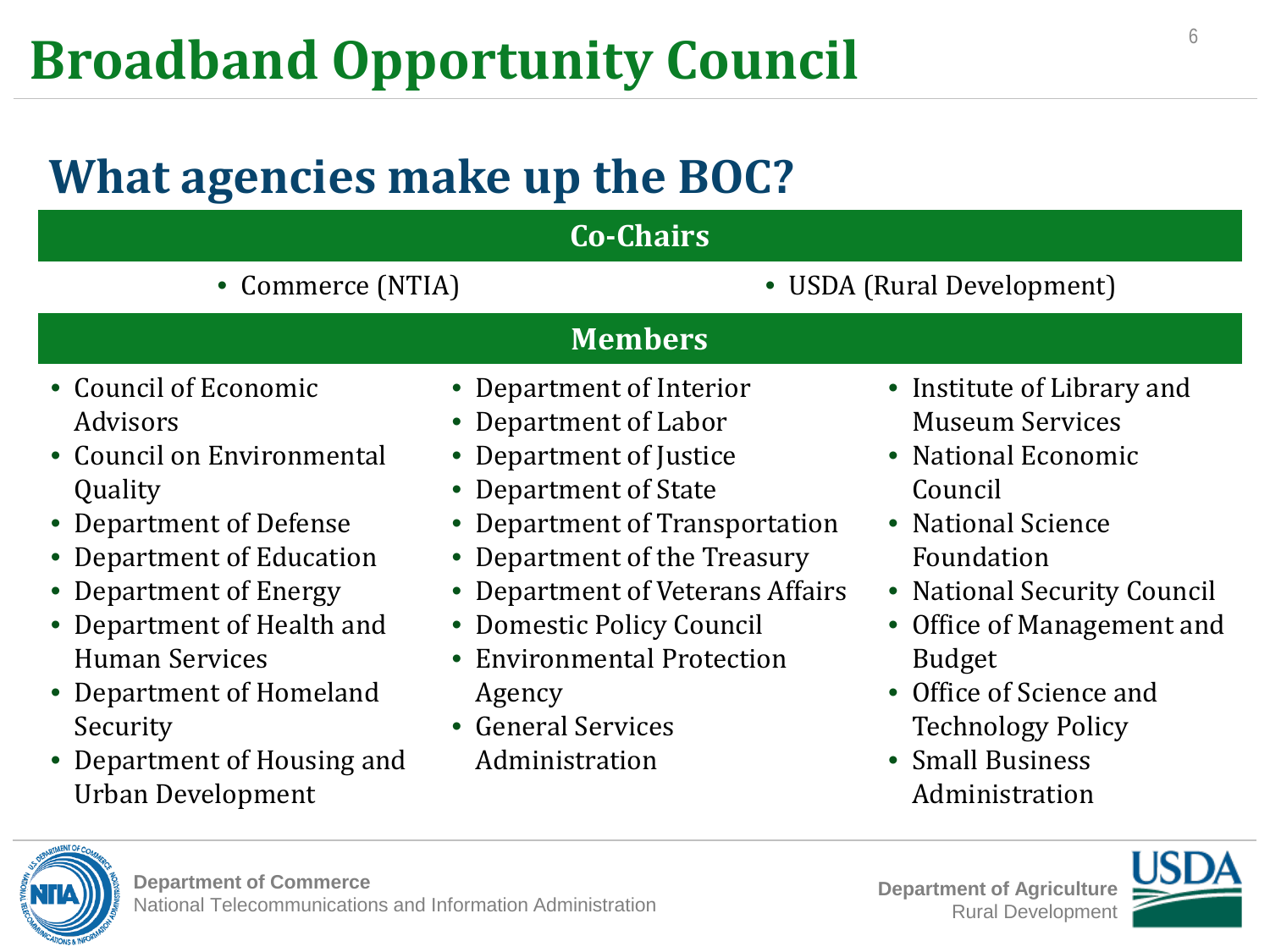# Broadband Opportunity Council

## What agencies make up the BOC?

### Co-Chairs

- Commerce (NTIA)
- USDA (Rural Development)

### Members

- Council of Economic Advisors
- Council on Environmental Quality
- Department of Defense
- Department of Education
- Department of Energy
- Department of Health and Human Services
- Department of Homeland Security
- Department of Housing and Urban Development
- Department of Interior
- Department of Labor
- Department of Justice
- Department of State
- Department of Transportation
- Department of the Treasury
- Department of Veterans Affairs
- Domestic Policy Council
- Environmental Protection Agency
- General Services Administration
- Institute of Library and Museum Services
- National Economic Council
- National Science Foundation
- National Security Council
- Office of Management and Budget
- Office of Science and Technology Policy
- Small Business Administration

**Department of Commerce**
National Telecommunications and Information Administration

**Department of Agriculture**
Rural Development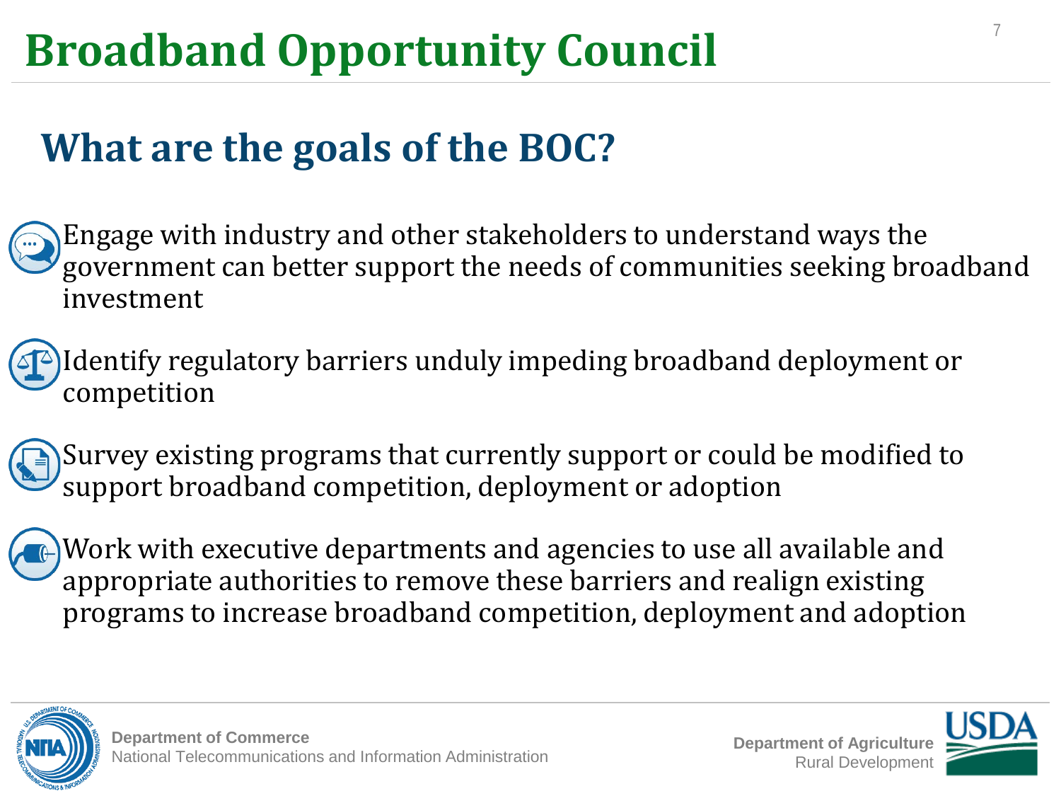# Broadband Opportunity Council

## What are the goals of the BOC?

- Engage with industry and other stakeholders to understand ways the government can better support the needs of communities seeking broadband investment
- Identify regulatory barriers unduly impeding broadband deployment or competition
- Survey existing programs that currently support or could be modified to support broadband competition, deployment or adoption
- Work with executive departments and agencies to use all available and appropriate authorities to remove these barriers and realign existing programs to increase broadband competition, deployment and adoption

**Department of Commerce**
National Telecommunications and Information Administration

**Department of Agriculture**
Rural Development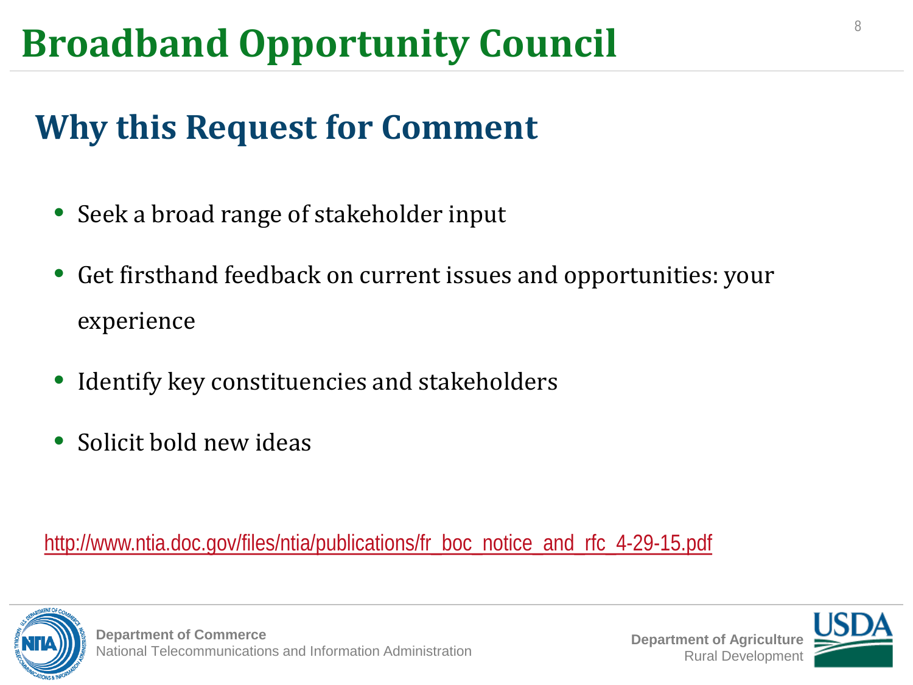# Broadband Opportunity Council

## Why this Request for Comment

- Seek a broad range of stakeholder input
- Get firsthand feedback on current issues and opportunities: your experience
- Identify key constituencies and stakeholders
- Solicit bold new ideas

http://www.ntia.doc.gov/files/ntia/publications/fr_boc_notice_and_rfc_4-29-15.pdf

**Department of Commerce**
National Telecommunications and Information Administration

**Department of Agriculture**
Rural Development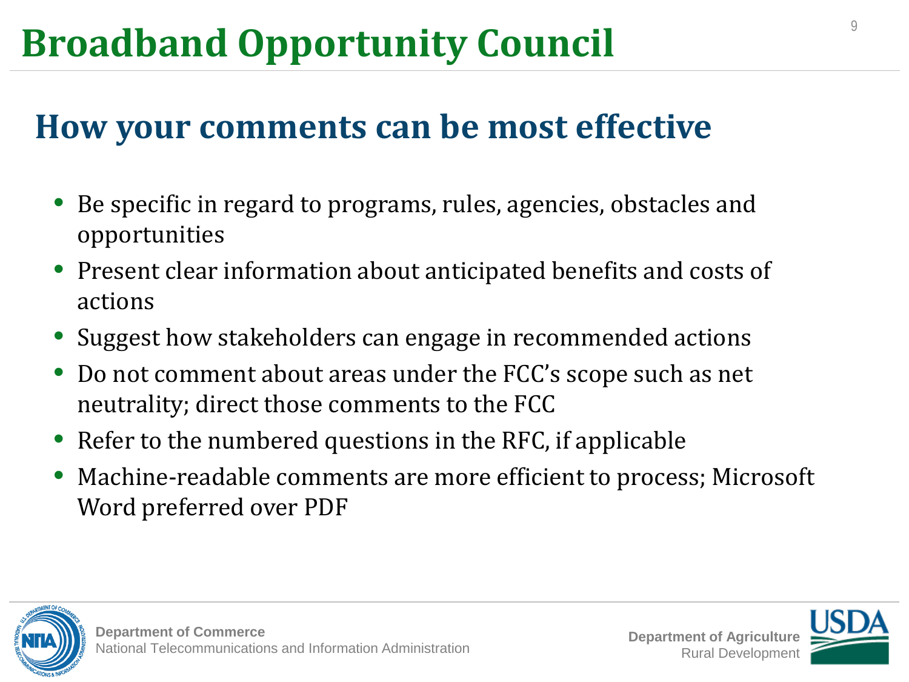# Broadband Opportunity Council

## How your comments can be most effective

- Be specific in regard to programs, rules, agencies, obstacles and opportunities
- Present clear information about anticipated benefits and costs of actions
- Suggest how stakeholders can engage in recommended actions
- Do not comment about areas under the FCC's scope such as net neutrality; direct those comments to the FCC
- Refer to the numbered questions in the RFC, if applicable
- Machine-readable comments are more efficient to process; Microsoft Word preferred over PDF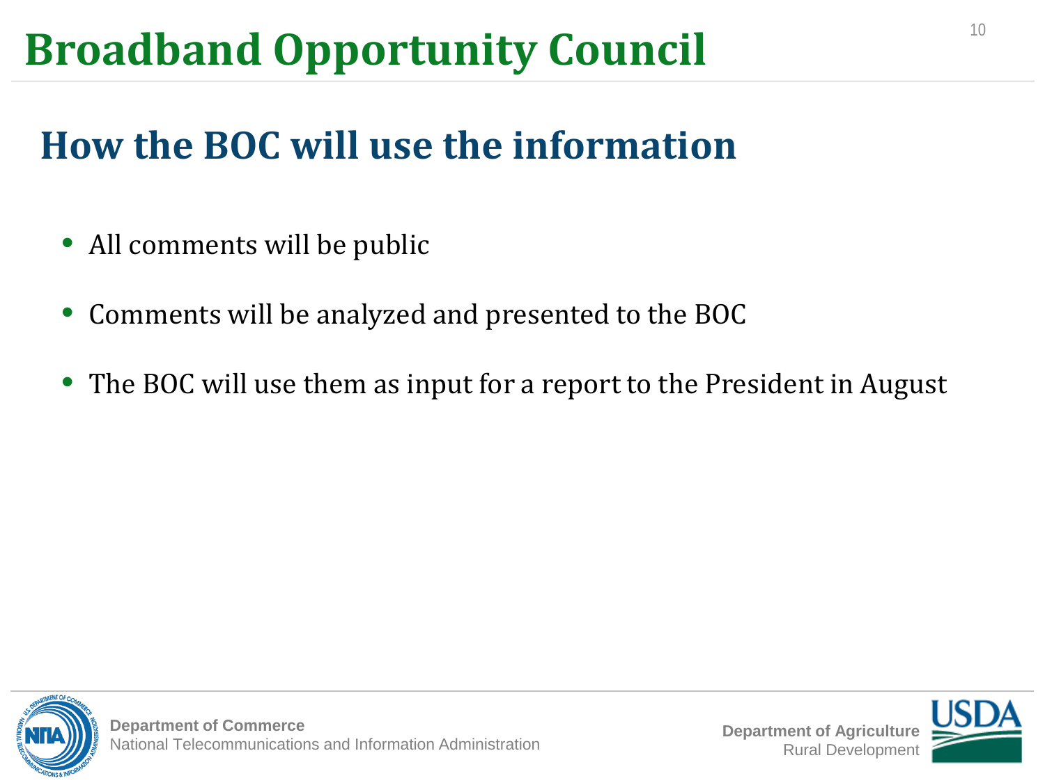# Broadband Opportunity Council

## How the BOC will use the information

- All comments will be public
- Comments will be analyzed and presented to the BOC
- The BOC will use them as input for a report to the President in August

**Department of Commerce**
National Telecommunications and Information Administration

**Department of Agriculture**
Rural Development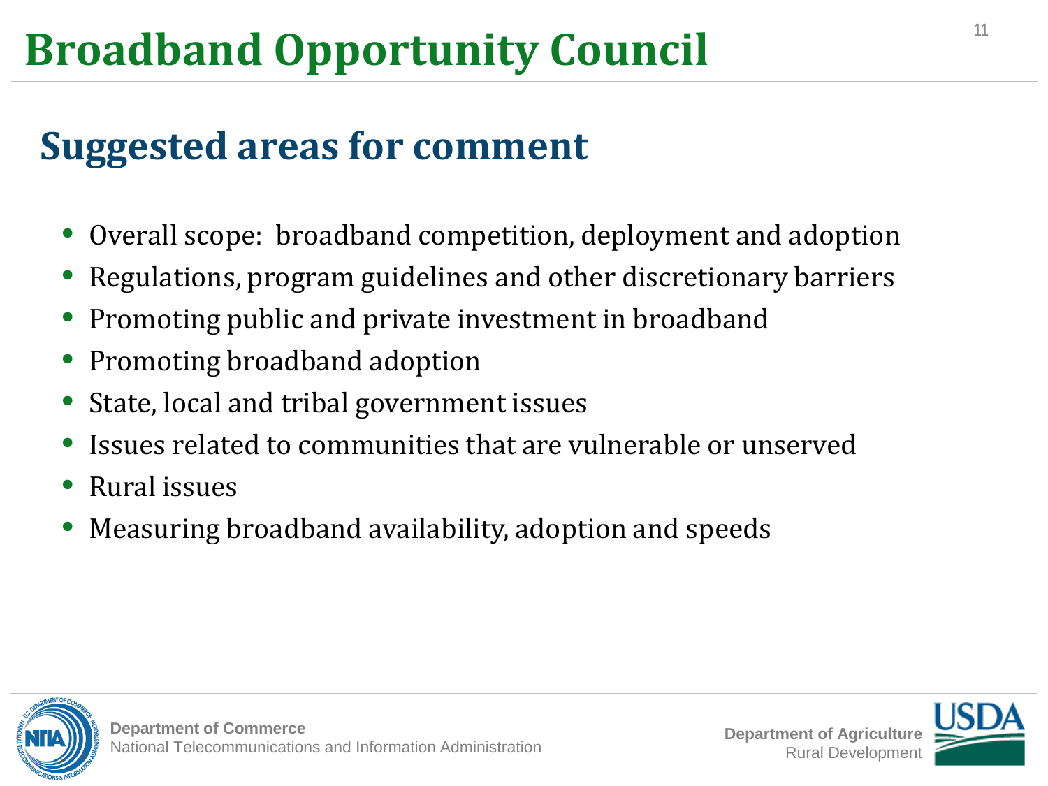# Broadband Opportunity Council

## Suggested areas for comment

- Overall scope: broadband competition, deployment and adoption
- Regulations, program guidelines and other discretionary barriers
- Promoting public and private investment in broadband
- Promoting broadband adoption
- State, local and tribal government issues
- Issues related to communities that are vulnerable or unserved
- Rural issues
- Measuring broadband availability, adoption and speeds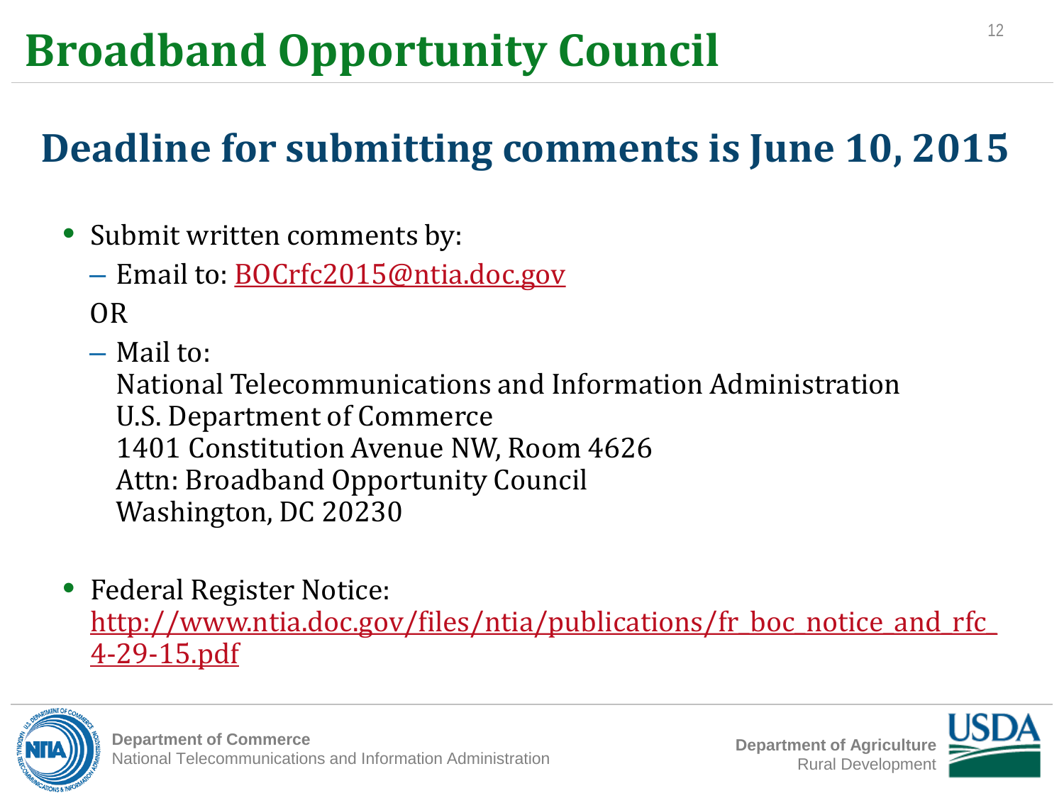# Broadband Opportunity Council

## Deadline for submitting comments is June 10, 2015

- Submit written comments by:
  - Email to: BOCrfc2015@ntia.doc.gov

  OR

  - Mail to:
    National Telecommunications and Information Administration
    U.S. Department of Commerce
    1401 Constitution Avenue NW, Room 4626
    Attn: Broadband Opportunity Council
    Washington, DC 20230

- Federal Register Notice:
  http://www.ntia.doc.gov/files/ntia/publications/fr_boc_notice_and_rfc_4-29-15.pdf

**Department of Commerce**
National Telecommunications and Information Administration

**Department of Agriculture**
Rural Development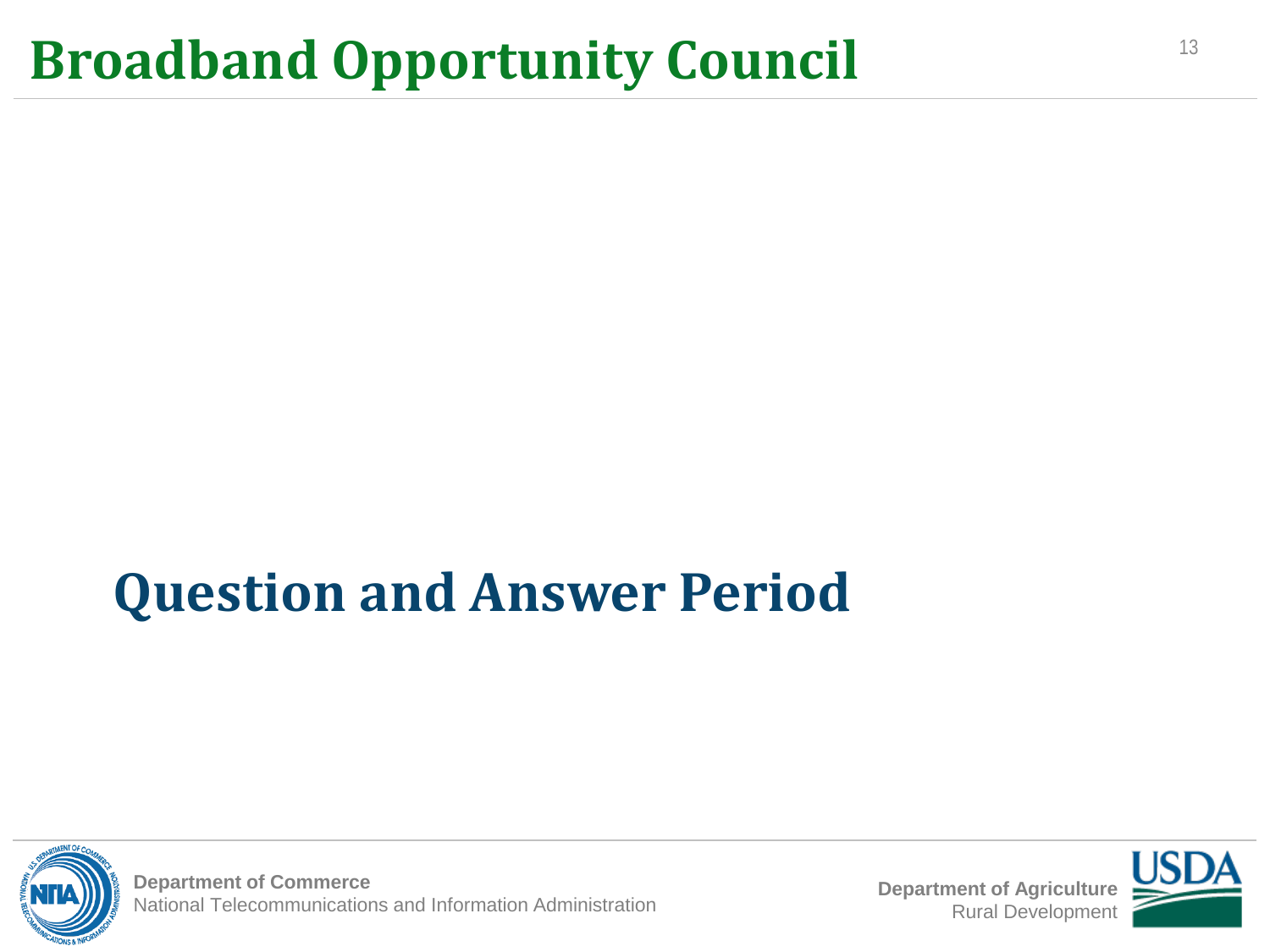# Broadband Opportunity Council

## Question and Answer Period

**Department of Commerce**
National Telecommunications and Information Administration

**Department of Agriculture**
Rural Development